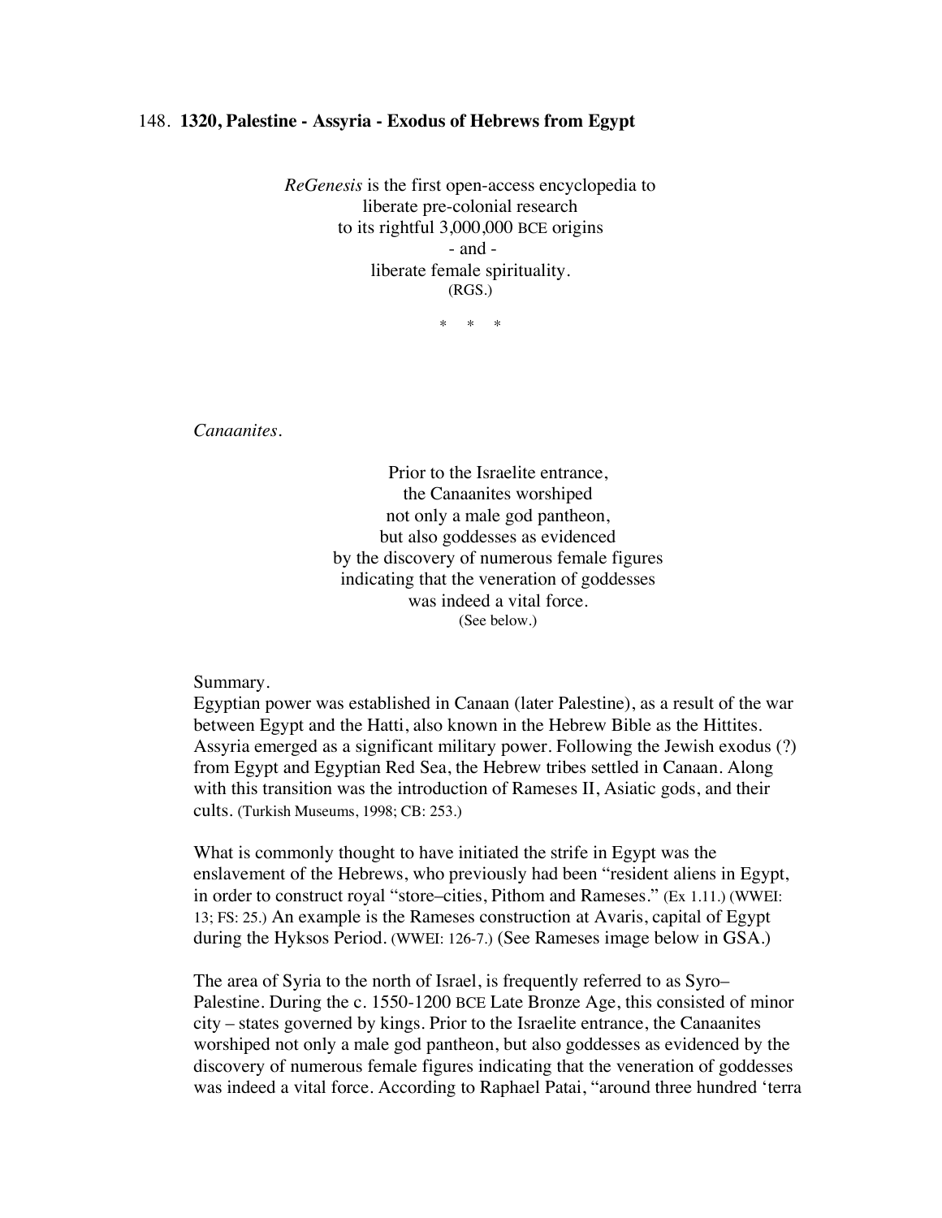148. **1320, Palestine - Assyria - Exodus of Hebrews from Egypt**

*ReGenesis* is the first open-access encyclopedia to
liberate pre-colonial research
to its rightful 3,000,000 BCE origins
\- and -
liberate female spirituality.
(RGS.)

\*     \*     \*

*Canaanites.*

Prior to the Israelite entrance,
the Canaanites worshiped
not only a male god pantheon,
but also goddesses as evidenced
by the discovery of numerous female figures
indicating that the veneration of goddesses
was indeed a vital force.
(See below.)

Summary.
Egyptian power was established in Canaan (later Palestine), as a result of the war between Egypt and the Hatti, also known in the Hebrew Bible as the Hittites. Assyria emerged as a significant military power. Following the Jewish exodus (?) from Egypt and Egyptian Red Sea, the Hebrew tribes settled in Canaan. Along with this transition was the introduction of Rameses II, Asiatic gods, and their cults. (Turkish Museums, 1998; CB: 253.)

What is commonly thought to have initiated the strife in Egypt was the enslavement of the Hebrews, who previously had been "resident aliens in Egypt, in order to construct royal "store–cities, Pithom and Rameses." (Ex 1.11.) (WWEI: 13; FS: 25.) An example is the Rameses construction at Avaris, capital of Egypt during the Hyksos Period. (WWEI: 126-7.) (See Rameses image below in GSA.)

The area of Syria to the north of Israel, is frequently referred to as Syro–Palestine. During the c. 1550-1200 BCE Late Bronze Age, this consisted of minor city – states governed by kings. Prior to the Israelite entrance, the Canaanites worshiped not only a male god pantheon, but also goddesses as evidenced by the discovery of numerous female figures indicating that the veneration of goddesses was indeed a vital force. According to Raphael Patai, "around three hundred 'terra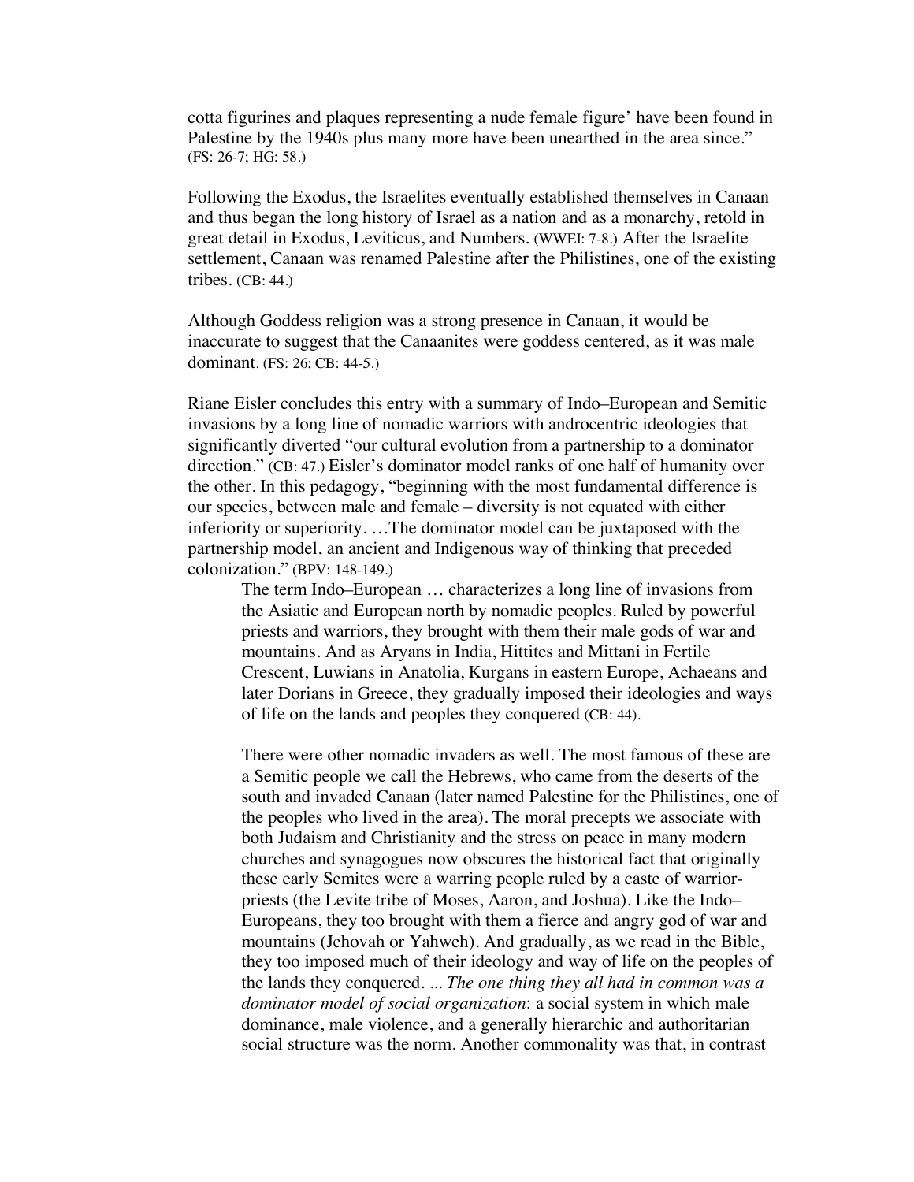cotta figurines and plaques representing a nude female figure' have been found in Palestine by the 1940s plus many more have been unearthed in the area since." (FS: 26-7; HG: 58.)

Following the Exodus, the Israelites eventually established themselves in Canaan and thus began the long history of Israel as a nation and as a monarchy, retold in great detail in Exodus, Leviticus, and Numbers. (WWEI: 7-8.) After the Israelite settlement, Canaan was renamed Palestine after the Philistines, one of the existing tribes. (CB: 44.)

Although Goddess religion was a strong presence in Canaan, it would be inaccurate to suggest that the Canaanites were goddess centered, as it was male dominant. (FS: 26; CB: 44-5.)

Riane Eisler concludes this entry with a summary of Indo–European and Semitic invasions by a long line of nomadic warriors with androcentric ideologies that significantly diverted "our cultural evolution from a partnership to a dominator direction." (CB: 47.) Eisler's dominator model ranks of one half of humanity over the other. In this pedagogy, "beginning with the most fundamental difference is our species, between male and female – diversity is not equated with either inferiority or superiority. …The dominator model can be juxtaposed with the partnership model, an ancient and Indigenous way of thinking that preceded colonization." (BPV: 148-149.)

> The term Indo–European … characterizes a long line of invasions from the Asiatic and European north by nomadic peoples. Ruled by powerful priests and warriors, they brought with them their male gods of war and mountains. And as Aryans in India, Hittites and Mittani in Fertile Crescent, Luwians in Anatolia, Kurgans in eastern Europe, Achaeans and later Dorians in Greece, they gradually imposed their ideologies and ways of life on the lands and peoples they conquered (CB: 44).
>
> There were other nomadic invaders as well. The most famous of these are a Semitic people we call the Hebrews, who came from the deserts of the south and invaded Canaan (later named Palestine for the Philistines, one of the peoples who lived in the area). The moral precepts we associate with both Judaism and Christianity and the stress on peace in many modern churches and synagogues now obscures the historical fact that originally these early Semites were a warring people ruled by a caste of warrior-priests (the Levite tribe of Moses, Aaron, and Joshua). Like the Indo–Europeans, they too brought with them a fierce and angry god of war and mountains (Jehovah or Yahweh). And gradually, as we read in the Bible, they too imposed much of their ideology and way of life on the peoples of the lands they conquered. ... *The one thing they all had in common was a dominator model of social organization*: a social system in which male dominance, male violence, and a generally hierarchic and authoritarian social structure was the norm. Another commonality was that, in contrast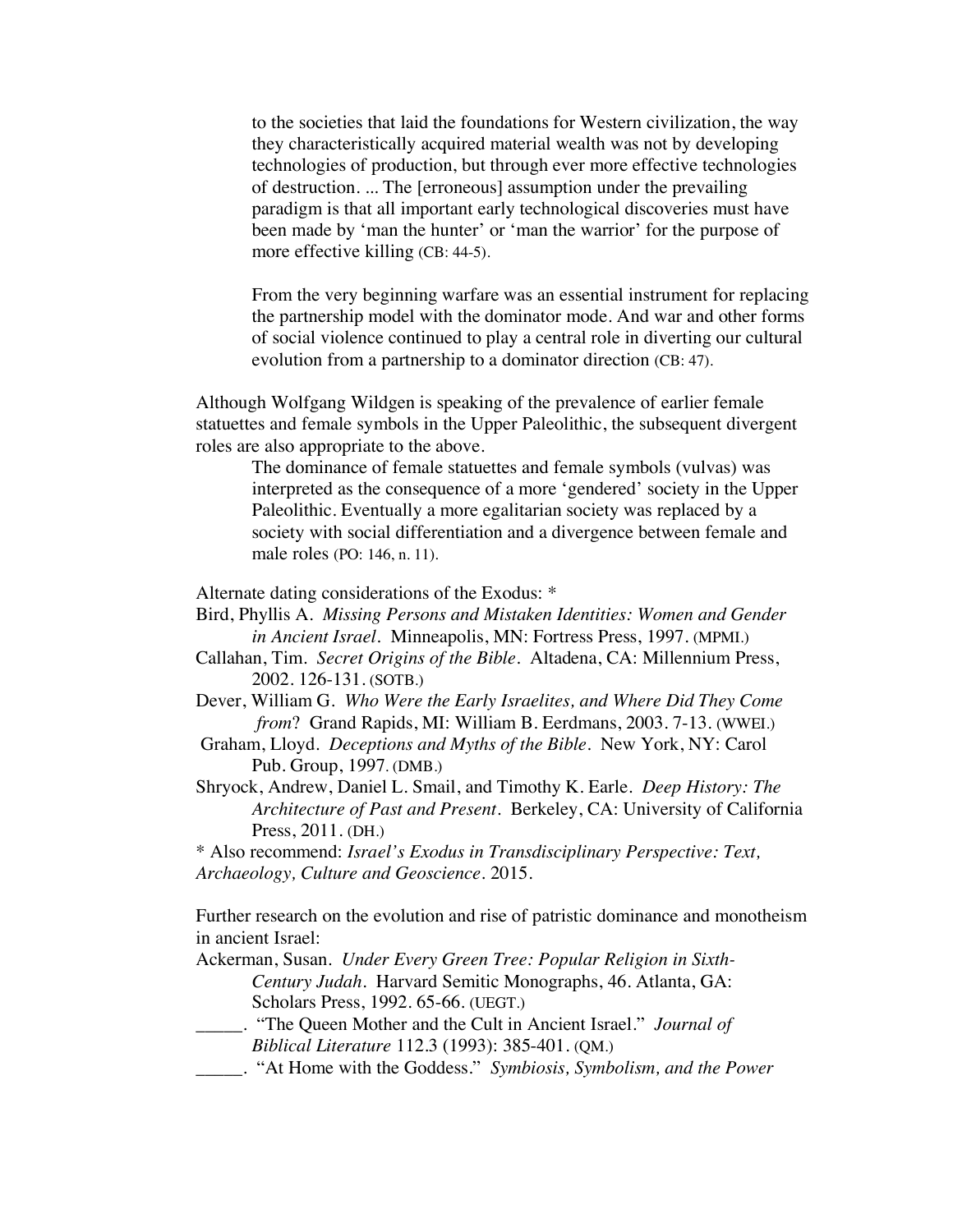> to the societies that laid the foundations for Western civilization, the way they characteristically acquired material wealth was not by developing technologies of production, but through ever more effective technologies of destruction. ... The [erroneous] assumption under the prevailing paradigm is that all important early technological discoveries must have been made by 'man the hunter' or 'man the warrior' for the purpose of more effective killing (CB: 44-5).
>
> From the very beginning warfare was an essential instrument for replacing the partnership model with the dominator mode. And war and other forms of social violence continued to play a central role in diverting our cultural evolution from a partnership to a dominator direction (CB: 47).

Although Wolfgang Wildgen is speaking of the prevalence of earlier female statuettes and female symbols in the Upper Paleolithic, the subsequent divergent roles are also appropriate to the above.

> The dominance of female statuettes and female symbols (vulvas) was interpreted as the consequence of a more 'gendered' society in the Upper Paleolithic. Eventually a more egalitarian society was replaced by a society with social differentiation and a divergence between female and male roles (PO: 146, n. 11).

Alternate dating considerations of the Exodus: *

Bird, Phyllis A. *Missing Persons and Mistaken Identities: Women and Gender in Ancient Israel*. Minneapolis, MN: Fortress Press, 1997. (MPMI.)

Callahan, Tim. *Secret Origins of the Bible*. Altadena, CA: Millennium Press, 2002. 126-131. (SOTB.)

Dever, William G. *Who Were the Early Israelites, and Where Did They Come from*? Grand Rapids, MI: William B. Eerdmans, 2003. 7-13. (WWEI.)

Graham, Lloyd. *Deceptions and Myths of the Bible*. New York, NY: Carol Pub. Group, 1997. (DMB.)

Shryock, Andrew, Daniel L. Smail, and Timothy K. Earle. *Deep History: The Architecture of Past and Present*. Berkeley, CA: University of California Press, 2011. (DH.)

* Also recommend: *Israel's Exodus in Transdisciplinary Perspective: Text, Archaeology, Culture and Geoscience*. 2015.

Further research on the evolution and rise of patristic dominance and monotheism in ancient Israel:

Ackerman, Susan. *Under Every Green Tree: Popular Religion in Sixth-Century Judah*. Harvard Semitic Monographs, 46. Atlanta, GA: Scholars Press, 1992. 65-66. (UEGT.)

_____. "The Queen Mother and the Cult in Ancient Israel." *Journal of Biblical Literature* 112.3 (1993): 385-401. (QM.)

_____. "At Home with the Goddess." *Symbiosis, Symbolism, and the Power*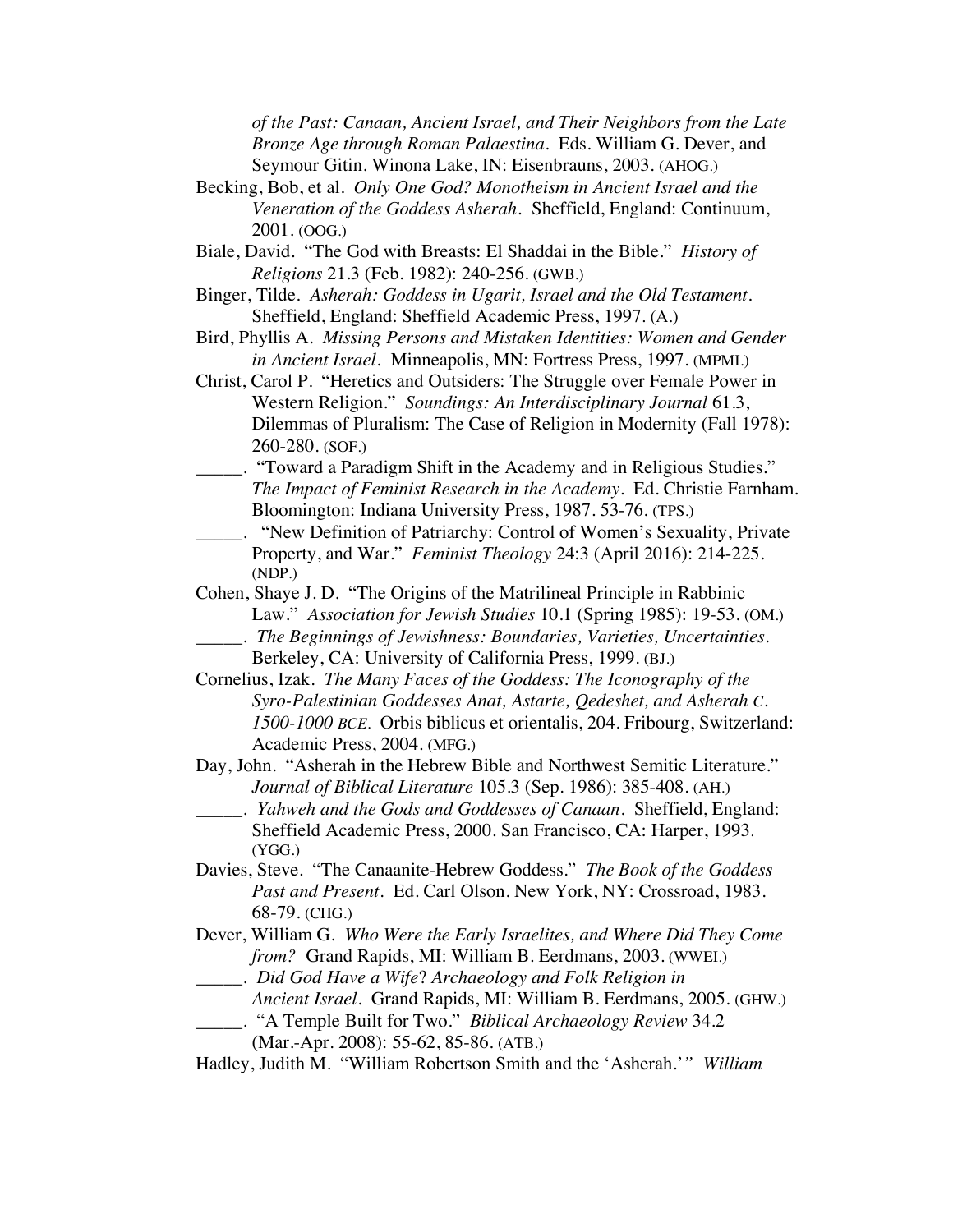*of the Past: Canaan, Ancient Israel, and Their Neighbors from the Late Bronze Age through Roman Palaestina*. Eds. William G. Dever, and Seymour Gitin. Winona Lake, IN: Eisenbrauns, 2003. (AHOG.)

Becking, Bob, et al. *Only One God? Monotheism in Ancient Israel and the Veneration of the Goddess Asherah*. Sheffield, England: Continuum, 2001. (OOG.)

Biale, David. "The God with Breasts: El Shaddai in the Bible." *History of Religions* 21.3 (Feb. 1982): 240-256. (GWB.)

Binger, Tilde. *Asherah: Goddess in Ugarit, Israel and the Old Testament*. Sheffield, England: Sheffield Academic Press, 1997. (A.)

Bird, Phyllis A. *Missing Persons and Mistaken Identities: Women and Gender in Ancient Israel*. Minneapolis, MN: Fortress Press, 1997. (MPMI.)

Christ, Carol P. "Heretics and Outsiders: The Struggle over Female Power in Western Religion." *Soundings: An Interdisciplinary Journal* 61.3, Dilemmas of Pluralism: The Case of Religion in Modernity (Fall 1978): 260-280. (SOF.)

_____. "Toward a Paradigm Shift in the Academy and in Religious Studies." *The Impact of Feminist Research in the Academy*. Ed. Christie Farnham. Bloomington: Indiana University Press, 1987. 53-76. (TPS.)

_____. "New Definition of Patriarchy: Control of Women's Sexuality, Private Property, and War." *Feminist Theology* 24:3 (April 2016): 214-225. (NDP.)

Cohen, Shaye J. D. "The Origins of the Matrilineal Principle in Rabbinic Law." *Association for Jewish Studies* 10.1 (Spring 1985): 19-53. (OM.)

_____. *The Beginnings of Jewishness: Boundaries, Varieties, Uncertainties*. Berkeley, CA: University of California Press, 1999. (BJ.)

Cornelius, Izak. *The Many Faces of the Goddess: The Iconography of the Syro-Palestinian Goddesses Anat, Astarte, Qedeshet, and Asherah c. 1500-1000 BCE*. Orbis biblicus et orientalis, 204. Fribourg, Switzerland: Academic Press, 2004. (MFG.)

Day, John. "Asherah in the Hebrew Bible and Northwest Semitic Literature." *Journal of Biblical Literature* 105.3 (Sep. 1986): 385-408. (AH.)

_____. *Yahweh and the Gods and Goddesses of Canaan*. Sheffield, England: Sheffield Academic Press, 2000. San Francisco, CA: Harper, 1993. (YGG.)

Davies, Steve. "The Canaanite-Hebrew Goddess." *The Book of the Goddess Past and Present*. Ed. Carl Olson. New York, NY: Crossroad, 1983. 68-79. (CHG.)

Dever, William G. *Who Were the Early Israelites, and Where Did They Come from?* Grand Rapids, MI: William B. Eerdmans, 2003. (WWEI.)

_____. *Did God Have a Wife? Archaeology and Folk Religion in Ancient Israel*. Grand Rapids, MI: William B. Eerdmans, 2005. (GHW.)

_____. "A Temple Built for Two." *Biblical Archaeology Review* 34.2 (Mar.-Apr. 2008): 55-62, 85-86. (ATB.)

Hadley, Judith M. "William Robertson Smith and the 'Asherah.'" *William*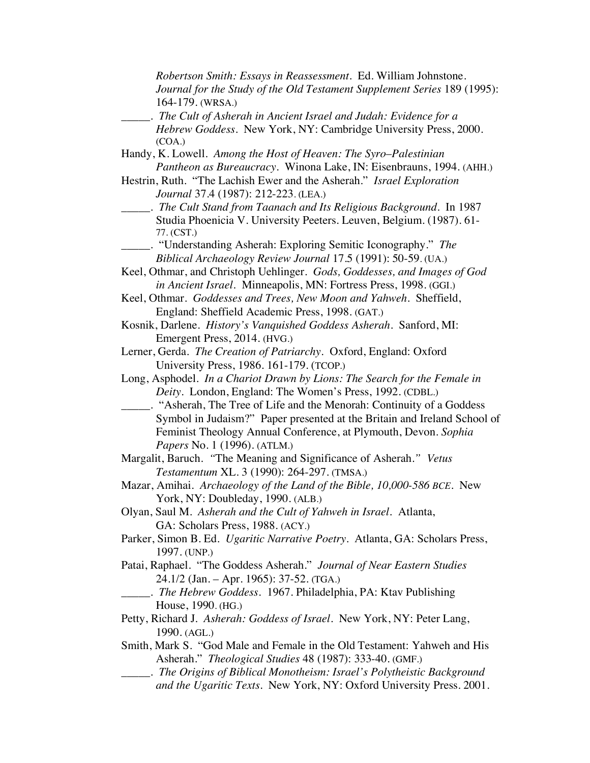*Robertson Smith: Essays in Reassessment*. Ed. William Johnstone. *Journal for the Study of the Old Testament Supplement Series* 189 (1995): 164-179. (WRSA.)

\_\_\_\_\_. *The Cult of Asherah in Ancient Israel and Judah: Evidence for a Hebrew Goddess*. New York, NY: Cambridge University Press, 2000. (COA.)

Handy, K. Lowell. *Among the Host of Heaven: The Syro–Palestinian Pantheon as Bureaucracy*. Winona Lake, IN: Eisenbrauns, 1994. (AHH.)

Hestrin, Ruth. "The Lachish Ewer and the Asherah." *Israel Exploration Journal* 37.4 (1987): 212-223. (LEA.)

\_\_\_\_\_. *The Cult Stand from Taanach and Its Religious Background*. In 1987 Studia Phoenicia V. University Peeters. Leuven, Belgium. (1987). 61-77. (CST.)

\_\_\_\_\_. "Understanding Asherah: Exploring Semitic Iconography." *The Biblical Archaeology Review Journal* 17.5 (1991): 50-59. (UA.)

Keel, Othmar, and Christoph Uehlinger. *Gods, Goddesses, and Images of God in Ancient Israel*. Minneapolis, MN: Fortress Press, 1998. (GGI.)

Keel, Othmar. *Goddesses and Trees, New Moon and Yahweh*. Sheffield, England: Sheffield Academic Press, 1998. (GAT.)

Kosnik, Darlene. *History's Vanquished Goddess Asherah*. Sanford, MI: Emergent Press, 2014. (HVG.)

Lerner, Gerda. *The Creation of Patriarchy*. Oxford, England: Oxford University Press, 1986. 161-179. (TCOP.)

Long, Asphodel. *In a Chariot Drawn by Lions: The Search for the Female in Deity*. London, England: The Women's Press, 1992. (CDBL.)

\_\_\_\_\_. "Asherah, The Tree of Life and the Menorah: Continuity of a Goddess Symbol in Judaism?" Paper presented at the Britain and Ireland School of Feminist Theology Annual Conference, at Plymouth, Devon. *Sophia Papers* No. 1 (1996). (ATLM.)

Margalit, Baruch. "The Meaning and Significance of Asherah." *Vetus Testamentum* XL. 3 (1990): 264-297. (TMSA.)

Mazar, Amihai. *Archaeology of the Land of the Bible, 10,000-586 BCE*. New York, NY: Doubleday, 1990. (ALB.)

Olyan, Saul M. *Asherah and the Cult of Yahweh in Israel*. Atlanta, GA: Scholars Press, 1988. (ACY.)

Parker, Simon B. Ed. *Ugaritic Narrative Poetry*. Atlanta, GA: Scholars Press, 1997. (UNP.)

Patai, Raphael. "The Goddess Asherah." *Journal of Near Eastern Studies* 24.1/2 (Jan. – Apr. 1965): 37-52. (TGA.)

\_\_\_\_\_. *The Hebrew Goddess*. 1967. Philadelphia, PA: Ktav Publishing House, 1990. (HG.)

Petty, Richard J. *Asherah: Goddess of Israel*. New York, NY: Peter Lang, 1990. (AGL.)

Smith, Mark S. "God Male and Female in the Old Testament: Yahweh and His Asherah." *Theological Studies* 48 (1987): 333-40. (GMF.)

\_\_\_\_\_. *The Origins of Biblical Monotheism: Israel's Polytheistic Background and the Ugaritic Texts*. New York, NY: Oxford University Press. 2001.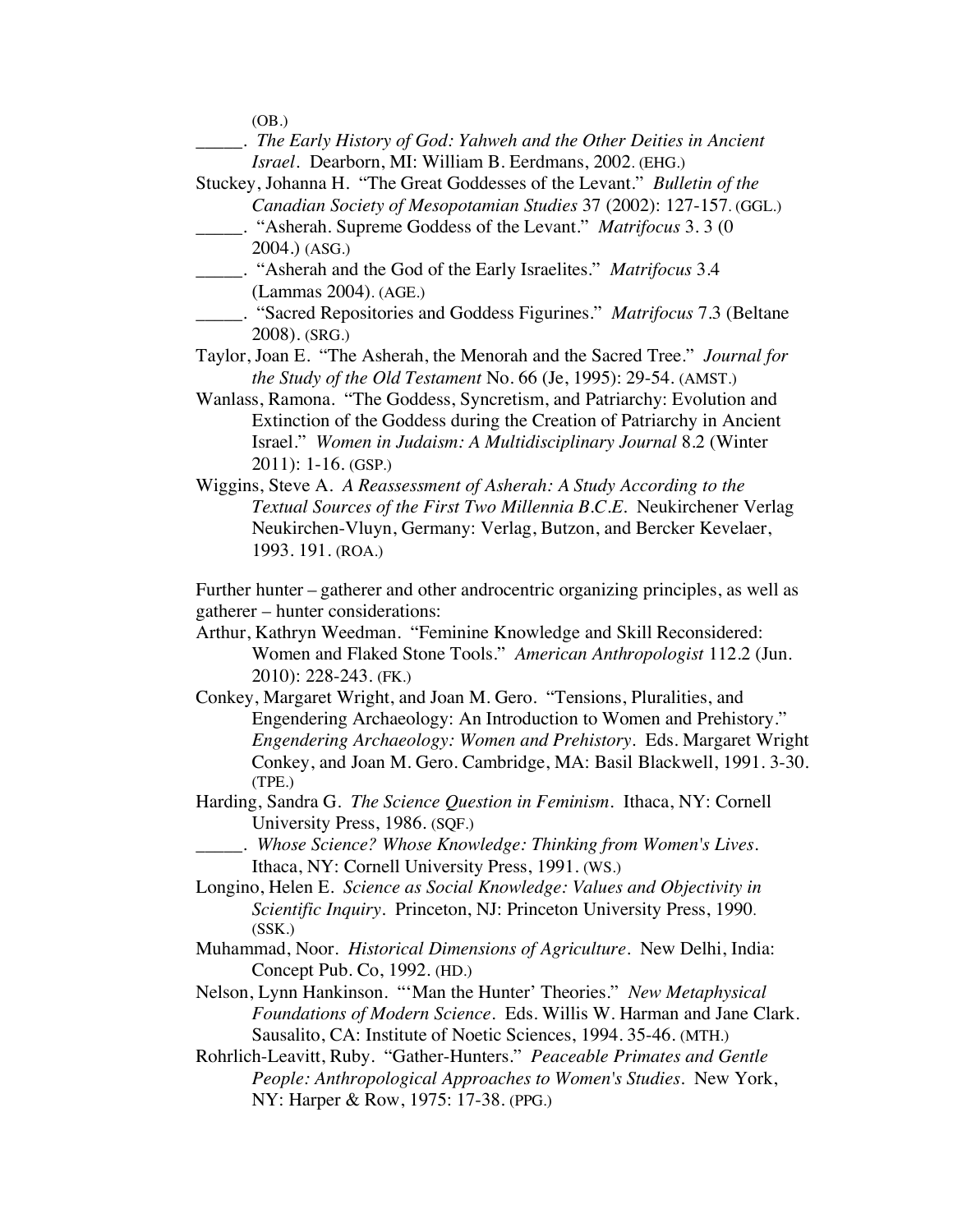(OB.)

_____. *The Early History of God: Yahweh and the Other Deities in Ancient Israel*. Dearborn, MI: William B. Eerdmans, 2002. (EHG.)

Stuckey, Johanna H. "The Great Goddesses of the Levant." *Bulletin of the Canadian Society of Mesopotamian Studies* 37 (2002): 127-157. (GGL.)

_____. "Asherah. Supreme Goddess of the Levant." *Matrifocus* 3. 3 (0 2004.) (ASG.)

_____. "Asherah and the God of the Early Israelites." *Matrifocus* 3.4 (Lammas 2004). (AGE.)

_____. "Sacred Repositories and Goddess Figurines." *Matrifocus* 7.3 (Beltane 2008). (SRG.)

Taylor, Joan E. "The Asherah, the Menorah and the Sacred Tree." *Journal for the Study of the Old Testament* No. 66 (Je, 1995): 29-54. (AMST.)

Wanlass, Ramona. "The Goddess, Syncretism, and Patriarchy: Evolution and Extinction of the Goddess during the Creation of Patriarchy in Ancient Israel." *Women in Judaism: A Multidisciplinary Journal* 8.2 (Winter 2011): 1-16. (GSP.)

Wiggins, Steve A. *A Reassessment of Asherah: A Study According to the Textual Sources of the First Two Millennia B.C.E.* Neukirchener Verlag Neukirchen-Vluyn, Germany: Verlag, Butzon, and Bercker Kevelaer, 1993. 191. (ROA.)

Further hunter – gatherer and other androcentric organizing principles, as well as gatherer – hunter considerations:

Arthur, Kathryn Weedman. "Feminine Knowledge and Skill Reconsidered: Women and Flaked Stone Tools." *American Anthropologist* 112.2 (Jun. 2010): 228-243. (FK.)

Conkey, Margaret Wright, and Joan M. Gero. "Tensions, Pluralities, and Engendering Archaeology: An Introduction to Women and Prehistory." *Engendering Archaeology: Women and Prehistory*. Eds. Margaret Wright Conkey, and Joan M. Gero. Cambridge, MA: Basil Blackwell, 1991. 3-30. (TPE.)

Harding, Sandra G. *The Science Question in Feminism*. Ithaca, NY: Cornell University Press, 1986. (SQF.)

_____. *Whose Science? Whose Knowledge: Thinking from Women's Lives*. Ithaca, NY: Cornell University Press, 1991. (WS.)

Longino, Helen E. *Science as Social Knowledge: Values and Objectivity in Scientific Inquiry*. Princeton, NJ: Princeton University Press, 1990. (SSK.)

Muhammad, Noor. *Historical Dimensions of Agriculture*. New Delhi, India: Concept Pub. Co, 1992. (HD.)

Nelson, Lynn Hankinson. "'Man the Hunter' Theories." *New Metaphysical Foundations of Modern Science*. Eds. Willis W. Harman and Jane Clark. Sausalito, CA: Institute of Noetic Sciences, 1994. 35-46. (MTH.)

Rohrlich-Leavitt, Ruby. "Gather-Hunters." *Peaceable Primates and Gentle People: Anthropological Approaches to Women's Studies*. New York, NY: Harper & Row, 1975: 17-38. (PPG.)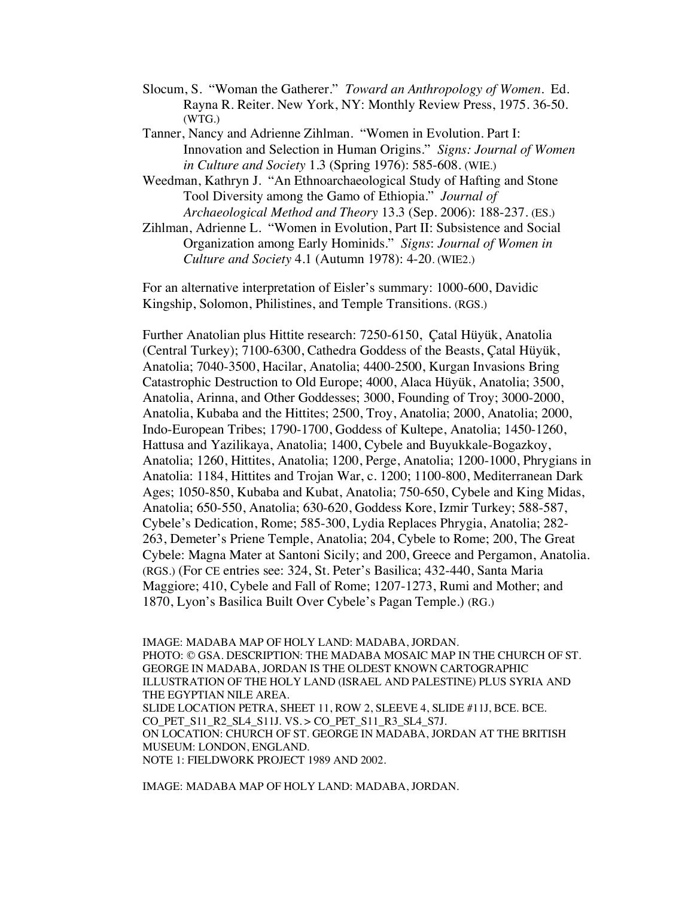Slocum, S. "Woman the Gatherer." *Toward an Anthropology of Women*. Ed. Rayna R. Reiter. New York, NY: Monthly Review Press, 1975. 36-50. (WTG.)

Tanner, Nancy and Adrienne Zihlman. "Women in Evolution. Part I: Innovation and Selection in Human Origins." *Signs: Journal of Women in Culture and Society* 1.3 (Spring 1976): 585-608. (WIE.)

Weedman, Kathryn J. "An Ethnoarchaeological Study of Hafting and Stone Tool Diversity among the Gamo of Ethiopia." *Journal of Archaeological Method and Theory* 13.3 (Sep. 2006): 188-237. (ES.)

Zihlman, Adrienne L. "Women in Evolution, Part II: Subsistence and Social Organization among Early Hominids." *Signs*: *Journal of Women in Culture and Society* 4.1 (Autumn 1978): 4-20. (WIE2.)

For an alternative interpretation of Eisler's summary: 1000-600, Davidic Kingship, Solomon, Philistines, and Temple Transitions. (RGS.)

Further Anatolian plus Hittite research: 7250-6150, Çatal Hüyük, Anatolia (Central Turkey); 7100-6300, Cathedra Goddess of the Beasts, Çatal Hüyük, Anatolia; 7040-3500, Hacilar, Anatolia; 4400-2500, Kurgan Invasions Bring Catastrophic Destruction to Old Europe; 4000, Alaca Hüyük, Anatolia; 3500, Anatolia, Arinna, and Other Goddesses; 3000, Founding of Troy; 3000-2000, Anatolia, Kubaba and the Hittites; 2500, Troy, Anatolia; 2000, Anatolia; 2000, Indo-European Tribes; 1790-1700, Goddess of Kultepe, Anatolia; 1450-1260, Hattusa and Yazilikaya, Anatolia; 1400, Cybele and Buyukkale-Bogazkoy, Anatolia; 1260, Hittites, Anatolia; 1200, Perge, Anatolia; 1200-1000, Phrygians in Anatolia: 1184, Hittites and Trojan War, c. 1200; 1100-800, Mediterranean Dark Ages; 1050-850, Kubaba and Kubat, Anatolia; 750-650, Cybele and King Midas, Anatolia; 650-550, Anatolia; 630-620, Goddess Kore, Izmir Turkey; 588-587, Cybele's Dedication, Rome; 585-300, Lydia Replaces Phrygia, Anatolia; 282-263, Demeter's Priene Temple, Anatolia; 204, Cybele to Rome; 200, The Great Cybele: Magna Mater at Santoni Sicily; and 200, Greece and Pergamon, Anatolia. (RGS.) (For CE entries see: 324, St. Peter's Basilica; 432-440, Santa Maria Maggiore; 410, Cybele and Fall of Rome; 1207-1273, Rumi and Mother; and 1870, Lyon's Basilica Built Over Cybele's Pagan Temple.) (RG.)

IMAGE: MADABA MAP OF HOLY LAND: MADABA, JORDAN.
PHOTO: © GSA. DESCRIPTION: THE MADABA MOSAIC MAP IN THE CHURCH OF ST. GEORGE IN MADABA, JORDAN IS THE OLDEST KNOWN CARTOGRAPHIC ILLUSTRATION OF THE HOLY LAND (ISRAEL AND PALESTINE) PLUS SYRIA AND THE EGYPTIAN NILE AREA.
SLIDE LOCATION PETRA, SHEET 11, ROW 2, SLEEVE 4, SLIDE #11J, BCE. BCE.
CO_PET_S11_R2_SL4_S11J. VS. > CO_PET_S11_R3_SL4_S7J.
ON LOCATION: CHURCH OF ST. GEORGE IN MADABA, JORDAN AT THE BRITISH MUSEUM: LONDON, ENGLAND.
NOTE 1: FIELDWORK PROJECT 1989 AND 2002.

IMAGE: MADABA MAP OF HOLY LAND: MADABA, JORDAN.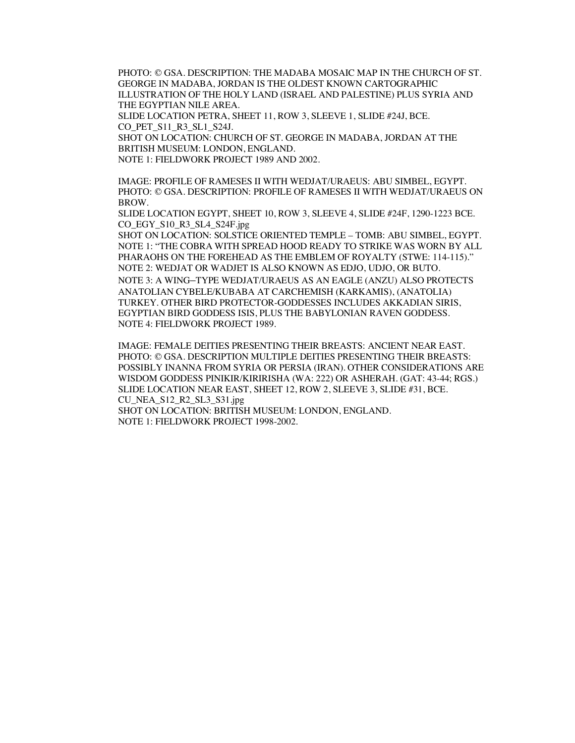PHOTO: © GSA. DESCRIPTION: THE MADABA MOSAIC MAP IN THE CHURCH OF ST. GEORGE IN MADABA, JORDAN IS THE OLDEST KNOWN CARTOGRAPHIC ILLUSTRATION OF THE HOLY LAND (ISRAEL AND PALESTINE) PLUS SYRIA AND THE EGYPTIAN NILE AREA.
SLIDE LOCATION PETRA, SHEET 11, ROW 3, SLEEVE 1, SLIDE #24J, BCE.
CO_PET_S11_R3_SL1_S24J.
SHOT ON LOCATION: CHURCH OF ST. GEORGE IN MADABA, JORDAN AT THE BRITISH MUSEUM: LONDON, ENGLAND.
NOTE 1: FIELDWORK PROJECT 1989 AND 2002.

IMAGE: PROFILE OF RAMESES II WITH WEDJAT/URAEUS: ABU SIMBEL, EGYPT.
PHOTO: © GSA. DESCRIPTION: PROFILE OF RAMESES II WITH WEDJAT/URAEUS ON BROW.
SLIDE LOCATION EGYPT, SHEET 10, ROW 3, SLEEVE 4, SLIDE #24F, 1290-1223 BCE.
CO_EGY_S10_R3_SL4_S24F.jpg
SHOT ON LOCATION: SOLSTICE ORIENTED TEMPLE – TOMB: ABU SIMBEL, EGYPT.
NOTE 1: "THE COBRA WITH SPREAD HOOD READY TO STRIKE WAS WORN BY ALL PHARAOHS ON THE FOREHEAD AS THE EMBLEM OF ROYALTY (STWE: 114-115)."
NOTE 2: WEDJAT OR WADJET IS ALSO KNOWN AS EDJO, UDJO, OR BUTO.
NOTE 3: A WING–TYPE WEDJAT/URAEUS AS AN EAGLE (ANZU) ALSO PROTECTS ANATOLIAN CYBELE/KUBABA AT CARCHEMISH (KARKAMIS), (ANATOLIA) TURKEY. OTHER BIRD PROTECTOR-GODDESSES INCLUDES AKKADIAN SIRIS, EGYPTIAN BIRD GODDESS ISIS, PLUS THE BABYLONIAN RAVEN GODDESS.
NOTE 4: FIELDWORK PROJECT 1989.

IMAGE: FEMALE DEITIES PRESENTING THEIR BREASTS: ANCIENT NEAR EAST.
PHOTO: © GSA. DESCRIPTION MULTIPLE DEITIES PRESENTING THEIR BREASTS: POSSIBLY INANNA FROM SYRIA OR PERSIA (IRAN). OTHER CONSIDERATIONS ARE WISDOM GODDESS PINIKIR/KIRIRISHA (WA: 222) OR ASHERAH. (GAT: 43-44; RGS.)
SLIDE LOCATION NEAR EAST, SHEET 12, ROW 2, SLEEVE 3, SLIDE #31, BCE.
CU_NEA_S12_R2_SL3_S31.jpg
SHOT ON LOCATION: BRITISH MUSEUM: LONDON, ENGLAND.
NOTE 1: FIELDWORK PROJECT 1998-2002.